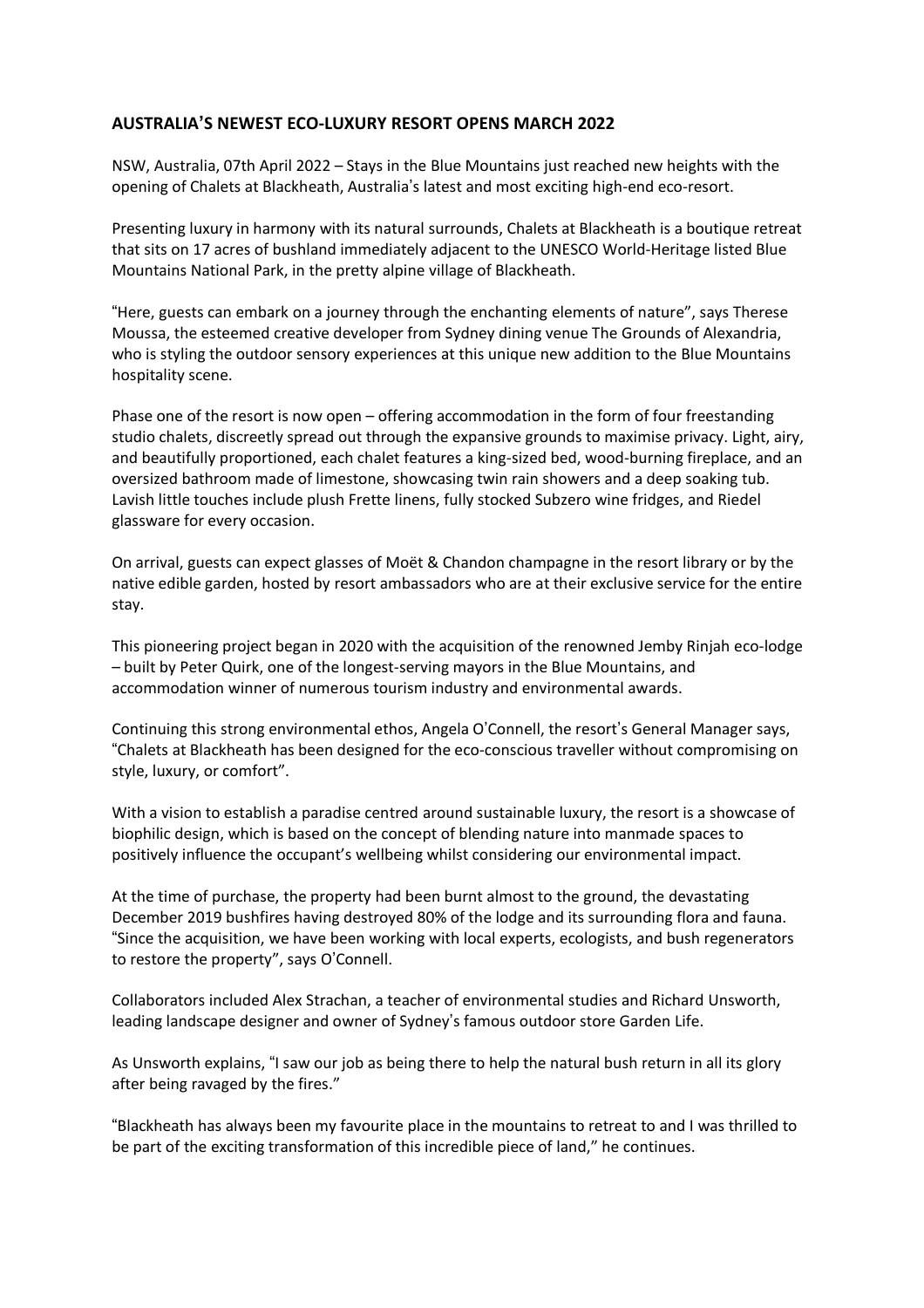**AUSTRALIA'S NEWEST ECO-LUXURY RESORT OPENS MARCH 2022**

NSW, Australia, 07th April 2022 – Stays in the Blue Mountains just reached new heights with the opening of Chalets at Blackheath, Australia's latest and most exciting high-end eco-resort.

Presenting luxury in harmony with its natural surrounds, Chalets at Blackheath is a boutique retreat that sits on 17 acres of bushland immediately adjacent to the UNESCO World-Heritage listed Blue Mountains National Park, in the pretty alpine village of Blackheath.

"Here, guests can embark on a journey through the enchanting elements of nature", says Therese Moussa, the esteemed creative developer from Sydney dining venue The Grounds of Alexandria, who is styling the outdoor sensory experiences at this unique new addition to the Blue Mountains hospitality scene.

Phase one of the resort is now open – offering accommodation in the form of four freestanding studio chalets, discreetly spread out through the expansive grounds to maximise privacy. Light, airy, and beautifully proportioned, each chalet features a king-sized bed, wood-burning fireplace, and an oversized bathroom made of limestone, showcasing twin rain showers and a deep soaking tub. Lavish little touches include plush Frette linens, fully stocked Subzero wine fridges, and Riedel glassware for every occasion.

On arrival, guests can expect glasses of Moët & Chandon champagne in the resort library or by the native edible garden, hosted by resort ambassadors who are at their exclusive service for the entire stay.

This pioneering project began in 2020 with the acquisition of the renowned Jemby Rinjah eco-lodge – built by Peter Quirk, one of the longest-serving mayors in the Blue Mountains, and accommodation winner of numerous tourism industry and environmental awards.

Continuing this strong environmental ethos, Angela O'Connell, the resort's General Manager says, "Chalets at Blackheath has been designed for the eco-conscious traveller without compromising on style, luxury, or comfort".

With a vision to establish a paradise centred around sustainable luxury, the resort is a showcase of biophilic design, which is based on the concept of blending nature into manmade spaces to positively influence the occupant's wellbeing whilst considering our environmental impact.

At the time of purchase, the property had been burnt almost to the ground, the devastating December 2019 bushfires having destroyed 80% of the lodge and its surrounding flora and fauna. "Since the acquisition, we have been working with local experts, ecologists, and bush regenerators to restore the property", says O'Connell.

Collaborators included Alex Strachan, a teacher of environmental studies and Richard Unsworth, leading landscape designer and owner of Sydney's famous outdoor store Garden Life.

As Unsworth explains, "I saw our job as being there to help the natural bush return in all its glory after being ravaged by the fires."

"Blackheath has always been my favourite place in the mountains to retreat to and I was thrilled to be part of the exciting transformation of this incredible piece of land," he continues.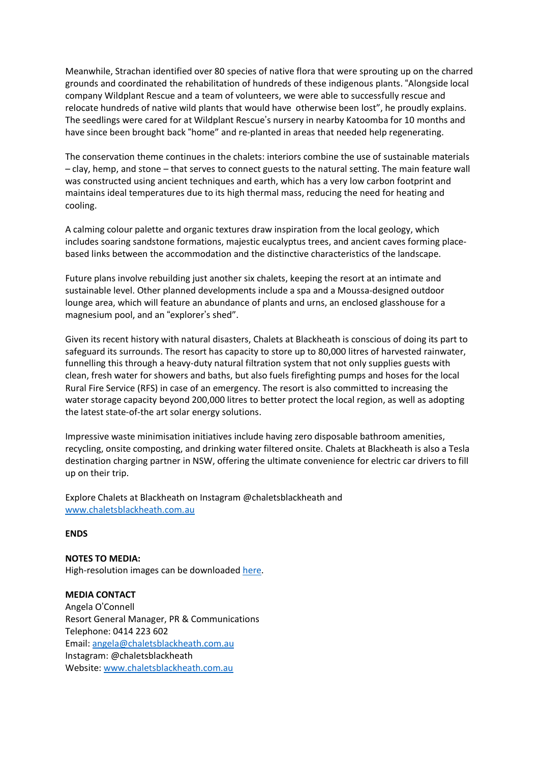Meanwhile, Strachan identified over 80 species of native flora that were sprouting up on the charred grounds and coordinated the rehabilitation of hundreds of these indigenous plants. "Alongside local company Wildplant Rescue and a team of volunteers, we were able to successfully rescue and relocate hundreds of native wild plants that would have  otherwise been lost", he proudly explains. The seedlings were cared for at Wildplant Rescue's nursery in nearby Katoomba for 10 months and have since been brought back "home" and re-planted in areas that needed help regenerating.

The conservation theme continues in the chalets: interiors combine the use of sustainable materials – clay, hemp, and stone – that serves to connect guests to the natural setting. The main feature wall was constructed using ancient techniques and earth, which has a very low carbon footprint and maintains ideal temperatures due to its high thermal mass, reducing the need for heating and cooling.

A calming colour palette and organic textures draw inspiration from the local geology, which includes soaring sandstone formations, majestic eucalyptus trees, and ancient caves forming place-based links between the accommodation and the distinctive characteristics of the landscape.

Future plans involve rebuilding just another six chalets, keeping the resort at an intimate and sustainable level. Other planned developments include a spa and a Moussa-designed outdoor lounge area, which will feature an abundance of plants and urns, an enclosed glasshouse for a magnesium pool, and an "explorer's shed".

Given its recent history with natural disasters, Chalets at Blackheath is conscious of doing its part to safeguard its surrounds. The resort has capacity to store up to 80,000 litres of harvested rainwater, funnelling this through a heavy-duty natural filtration system that not only supplies guests with clean, fresh water for showers and baths, but also fuels firefighting pumps and hoses for the local Rural Fire Service (RFS) in case of an emergency. The resort is also committed to increasing the water storage capacity beyond 200,000 litres to better protect the local region, as well as adopting the latest state-of-the art solar energy solutions.

Impressive waste minimisation initiatives include having zero disposable bathroom amenities, recycling, onsite composting, and drinking water filtered onsite. Chalets at Blackheath is also a Tesla destination charging partner in NSW, offering the ultimate convenience for electric car drivers to fill up on their trip.

Explore Chalets at Blackheath on Instagram @chaletsblackheath and [www.chaletsblackheath.com.au](www.chaletsblackheath.com.au)

**ENDS**

**NOTES TO MEDIA:**
High-resolution images can be downloaded here.

**MEDIA CONTACT**
Angela O'Connell
Resort General Manager, PR & Communications
Telephone: 0414 223 602
Email: angela@chaletsblackheath.com.au
Instagram: @chaletsblackheath
Website: www.chaletsblackheath.com.au